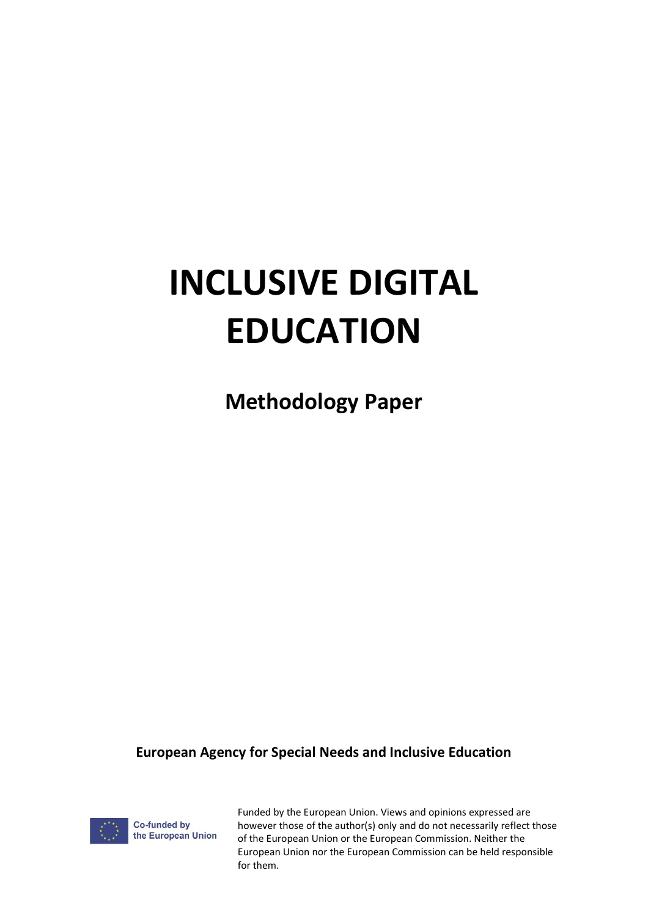# INCLUSIVE DIGITAL EDUCATION

## Methodology Paper

**European Agency for Special Needs and Inclusive Education**

Co-funded by the European Union

Funded by the European Union. Views and opinions expressed are however those of the author(s) only and do not necessarily reflect those of the European Union or the European Commission. Neither the European Union nor the European Commission can be held responsible for them.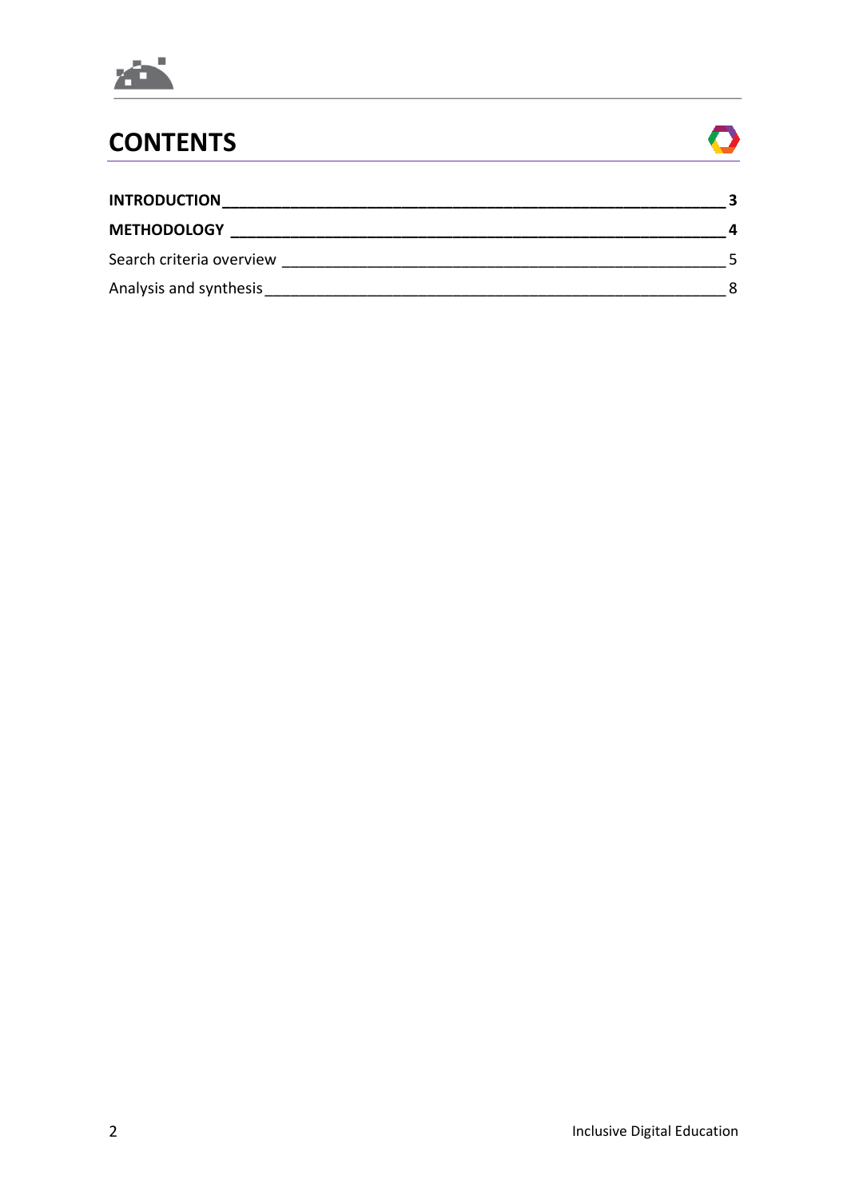# CONTENTS

**INTRODUCTION** ____ **3**

**METHODOLOGY** ____ **4**

Search criteria overview ____ 5

Analysis and synthesis ____ 8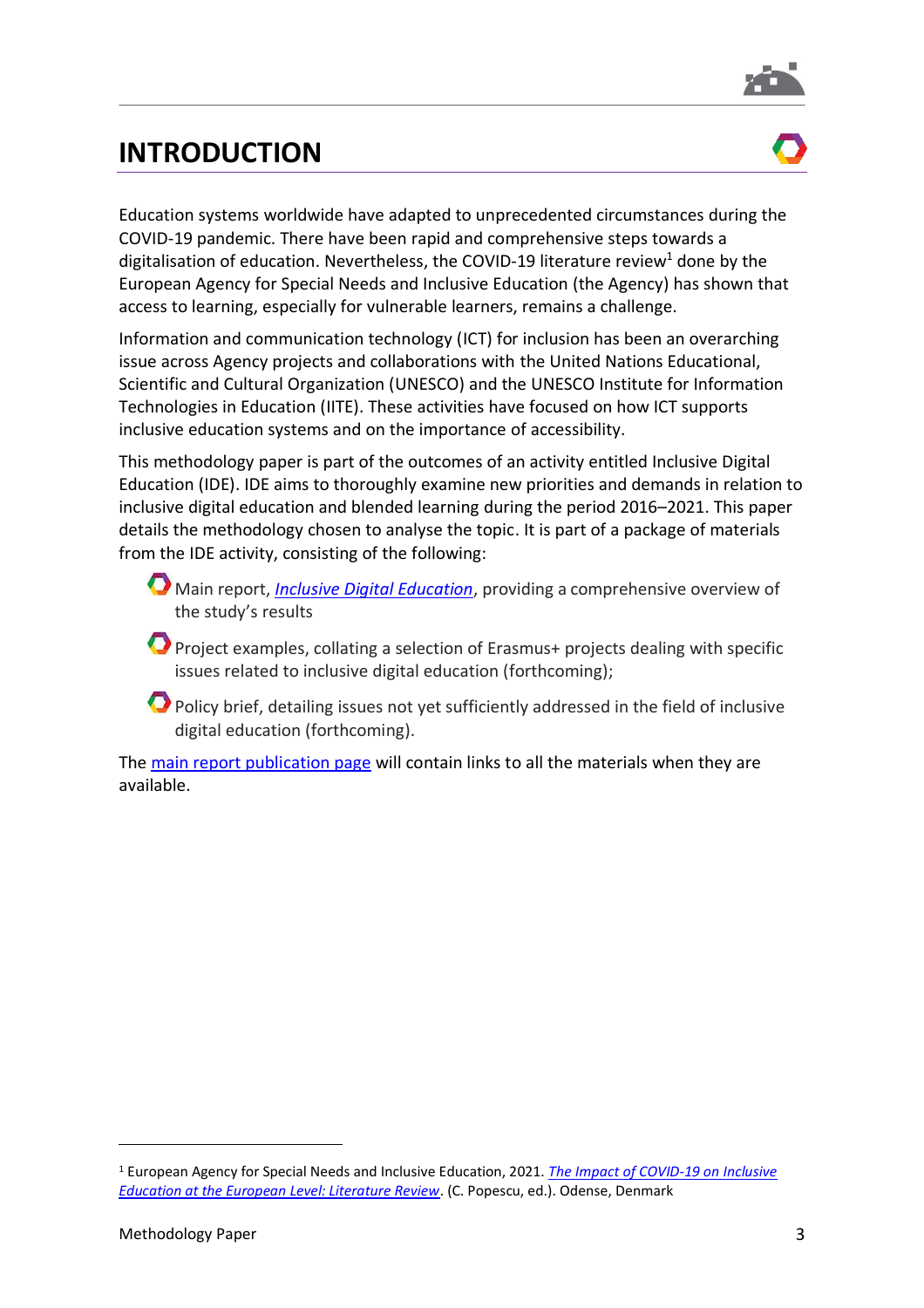# INTRODUCTION

Education systems worldwide have adapted to unprecedented circumstances during the COVID-19 pandemic. There have been rapid and comprehensive steps towards a digitalisation of education. Nevertheless, the COVID-19 literature review[1] done by the European Agency for Special Needs and Inclusive Education (the Agency) has shown that access to learning, especially for vulnerable learners, remains a challenge.

Information and communication technology (ICT) for inclusion has been an overarching issue across Agency projects and collaborations with the United Nations Educational, Scientific and Cultural Organization (UNESCO) and the UNESCO Institute for Information Technologies in Education (IITE). These activities have focused on how ICT supports inclusive education systems and on the importance of accessibility.

This methodology paper is part of the outcomes of an activity entitled Inclusive Digital Education (IDE). IDE aims to thoroughly examine new priorities and demands in relation to inclusive digital education and blended learning during the period 2016–2021. This paper details the methodology chosen to analyse the topic. It is part of a package of materials from the IDE activity, consisting of the following:

- Main report, *Inclusive Digital Education*, providing a comprehensive overview of the study's results
- Project examples, collating a selection of Erasmus+ projects dealing with specific issues related to inclusive digital education (forthcoming);
- Policy brief, detailing issues not yet sufficiently addressed in the field of inclusive digital education (forthcoming).

The main report publication page will contain links to all the materials when they are available.

---

[1] European Agency for Special Needs and Inclusive Education, 2021. *The Impact of COVID-19 on Inclusive Education at the European Level: Literature Review*. (C. Popescu, ed.). Odense, Denmark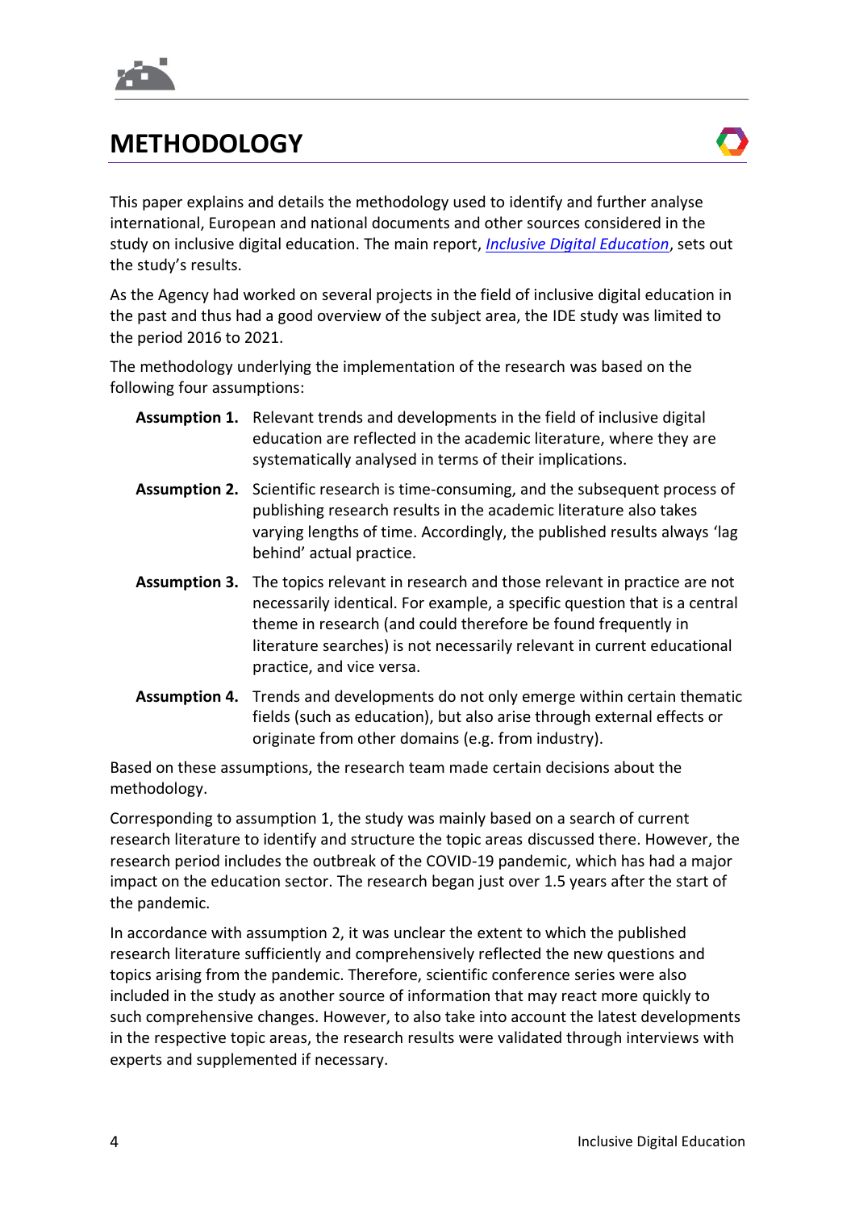# METHODOLOGY

This paper explains and details the methodology used to identify and further analyse international, European and national documents and other sources considered in the study on inclusive digital education. The main report, *Inclusive Digital Education*, sets out the study's results.

As the Agency had worked on several projects in the field of inclusive digital education in the past and thus had a good overview of the subject area, the IDE study was limited to the period 2016 to 2021.

The methodology underlying the implementation of the research was based on the following four assumptions:

**Assumption 1.** Relevant trends and developments in the field of inclusive digital education are reflected in the academic literature, where they are systematically analysed in terms of their implications.

**Assumption 2.** Scientific research is time-consuming, and the subsequent process of publishing research results in the academic literature also takes varying lengths of time. Accordingly, the published results always 'lag behind' actual practice.

**Assumption 3.** The topics relevant in research and those relevant in practice are not necessarily identical. For example, a specific question that is a central theme in research (and could therefore be found frequently in literature searches) is not necessarily relevant in current educational practice, and vice versa.

**Assumption 4.** Trends and developments do not only emerge within certain thematic fields (such as education), but also arise through external effects or originate from other domains (e.g. from industry).

Based on these assumptions, the research team made certain decisions about the methodology.

Corresponding to assumption 1, the study was mainly based on a search of current research literature to identify and structure the topic areas discussed there. However, the research period includes the outbreak of the COVID-19 pandemic, which has had a major impact on the education sector. The research began just over 1.5 years after the start of the pandemic.

In accordance with assumption 2, it was unclear the extent to which the published research literature sufficiently and comprehensively reflected the new questions and topics arising from the pandemic. Therefore, scientific conference series were also included in the study as another source of information that may react more quickly to such comprehensive changes. However, to also take into account the latest developments in the respective topic areas, the research results were validated through interviews with experts and supplemented if necessary.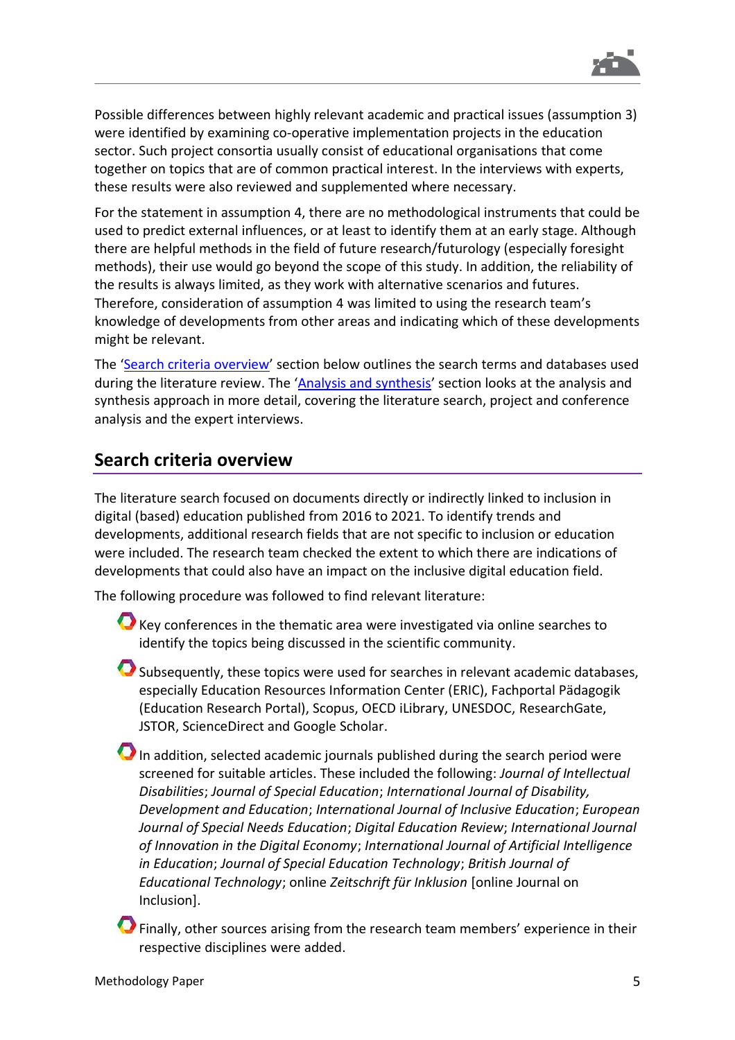Possible differences between highly relevant academic and practical issues (assumption 3) were identified by examining co-operative implementation projects in the education sector. Such project consortia usually consist of educational organisations that come together on topics that are of common practical interest. In the interviews with experts, these results were also reviewed and supplemented where necessary.

For the statement in assumption 4, there are no methodological instruments that could be used to predict external influences, or at least to identify them at an early stage. Although there are helpful methods in the field of future research/futurology (especially foresight methods), their use would go beyond the scope of this study. In addition, the reliability of the results is always limited, as they work with alternative scenarios and futures. Therefore, consideration of assumption 4 was limited to using the research team's knowledge of developments from other areas and indicating which of these developments might be relevant.

The 'Search criteria overview' section below outlines the search terms and databases used during the literature review. The 'Analysis and synthesis' section looks at the analysis and synthesis approach in more detail, covering the literature search, project and conference analysis and the expert interviews.

## Search criteria overview

The literature search focused on documents directly or indirectly linked to inclusion in digital (based) education published from 2016 to 2021. To identify trends and developments, additional research fields that are not specific to inclusion or education were included. The research team checked the extent to which there are indications of developments that could also have an impact on the inclusive digital education field.

The following procedure was followed to find relevant literature:

- Key conferences in the thematic area were investigated via online searches to identify the topics being discussed in the scientific community.
- Subsequently, these topics were used for searches in relevant academic databases, especially Education Resources Information Center (ERIC), Fachportal Pädagogik (Education Research Portal), Scopus, OECD iLibrary, UNESDOC, ResearchGate, JSTOR, ScienceDirect and Google Scholar.
- In addition, selected academic journals published during the search period were screened for suitable articles. These included the following: *Journal of Intellectual Disabilities*; *Journal of Special Education*; *International Journal of Disability, Development and Education*; *International Journal of Inclusive Education*; *European Journal of Special Needs Education*; *Digital Education Review*; *International Journal of Innovation in the Digital Economy*; *International Journal of Artificial Intelligence in Education*; *Journal of Special Education Technology*; *British Journal of Educational Technology*; online *Zeitschrift für Inklusion* [online Journal on Inclusion].
- Finally, other sources arising from the research team members' experience in their respective disciplines were added.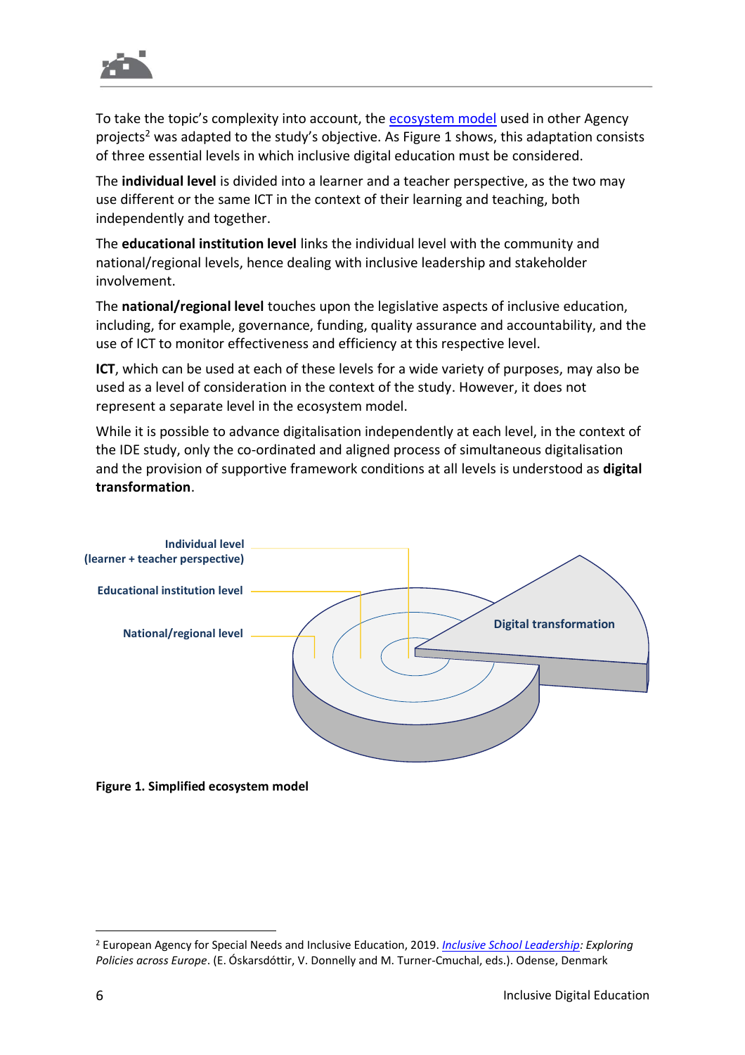To take the topic's complexity into account, the [ecosystem model](#) used in other Agency projects[2] was adapted to the study's objective. As Figure 1 shows, this adaptation consists of three essential levels in which inclusive digital education must be considered.

The **individual level** is divided into a learner and a teacher perspective, as the two may use different or the same ICT in the context of their learning and teaching, both independently and together.

The **educational institution level** links the individual level with the community and national/regional levels, hence dealing with inclusive leadership and stakeholder involvement.

The **national/regional level** touches upon the legislative aspects of inclusive education, including, for example, governance, funding, quality assurance and accountability, and the use of ICT to monitor effectiveness and efficiency at this respective level.

**ICT**, which can be used at each of these levels for a wide variety of purposes, may also be used as a level of consideration in the context of the study. However, it does not represent a separate level in the ecosystem model.

While it is possible to advance digitalisation independently at each level, in the context of the IDE study, only the co-ordinated and aligned process of simultaneous digitalisation and the provision of supportive framework conditions at all levels is understood as **digital transformation**.

Individual level (learner + teacher perspective)

Educational institution level

National/regional level

Digital transformation

**Figure 1. Simplified ecosystem model**

---

[2] European Agency for Special Needs and Inclusive Education, 2019. *Inclusive School Leadership: Exploring Policies across Europe*. (E. Óskarsdóttir, V. Donnelly and M. Turner-Cmuchal, eds.). Odense, Denmark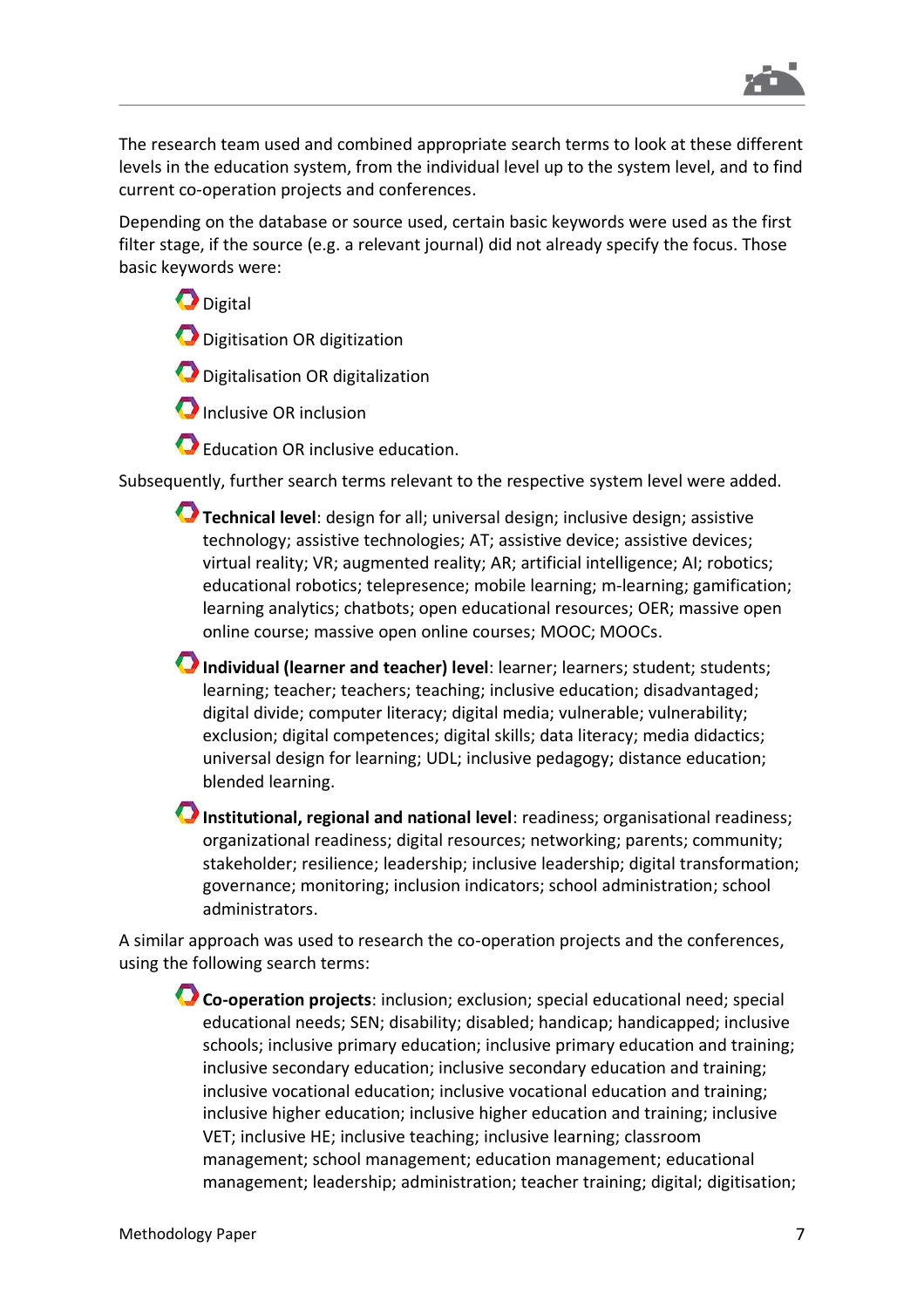The research team used and combined appropriate search terms to look at these different levels in the education system, from the individual level up to the system level, and to find current co-operation projects and conferences.

Depending on the database or source used, certain basic keywords were used as the first filter stage, if the source (e.g. a relevant journal) did not already specify the focus. Those basic keywords were:

- Digital
- Digitisation OR digitization
- Digitalisation OR digitalization
- Inclusive OR inclusion
- Education OR inclusive education.

Subsequently, further search terms relevant to the respective system level were added.

- **Technical level**: design for all; universal design; inclusive design; assistive technology; assistive technologies; AT; assistive device; assistive devices; virtual reality; VR; augmented reality; AR; artificial intelligence; AI; robotics; educational robotics; telepresence; mobile learning; m-learning; gamification; learning analytics; chatbots; open educational resources; OER; massive open online course; massive open online courses; MOOC; MOOCs.
- **Individual (learner and teacher) level**: learner; learners; student; students; learning; teacher; teachers; teaching; inclusive education; disadvantaged; digital divide; computer literacy; digital media; vulnerable; vulnerability; exclusion; digital competences; digital skills; data literacy; media didactics; universal design for learning; UDL; inclusive pedagogy; distance education; blended learning.
- **Institutional, regional and national level**: readiness; organisational readiness; organizational readiness; digital resources; networking; parents; community; stakeholder; resilience; leadership; inclusive leadership; digital transformation; governance; monitoring; inclusion indicators; school administration; school administrators.

A similar approach was used to research the co-operation projects and the conferences, using the following search terms:

- **Co-operation projects**: inclusion; exclusion; special educational need; special educational needs; SEN; disability; disabled; handicap; handicapped; inclusive schools; inclusive primary education; inclusive primary education and training; inclusive secondary education; inclusive secondary education and training; inclusive vocational education; inclusive vocational education and training; inclusive higher education; inclusive higher education and training; inclusive VET; inclusive HE; inclusive teaching; inclusive learning; classroom management; school management; education management; educational management; leadership; administration; teacher training; digital; digitisation;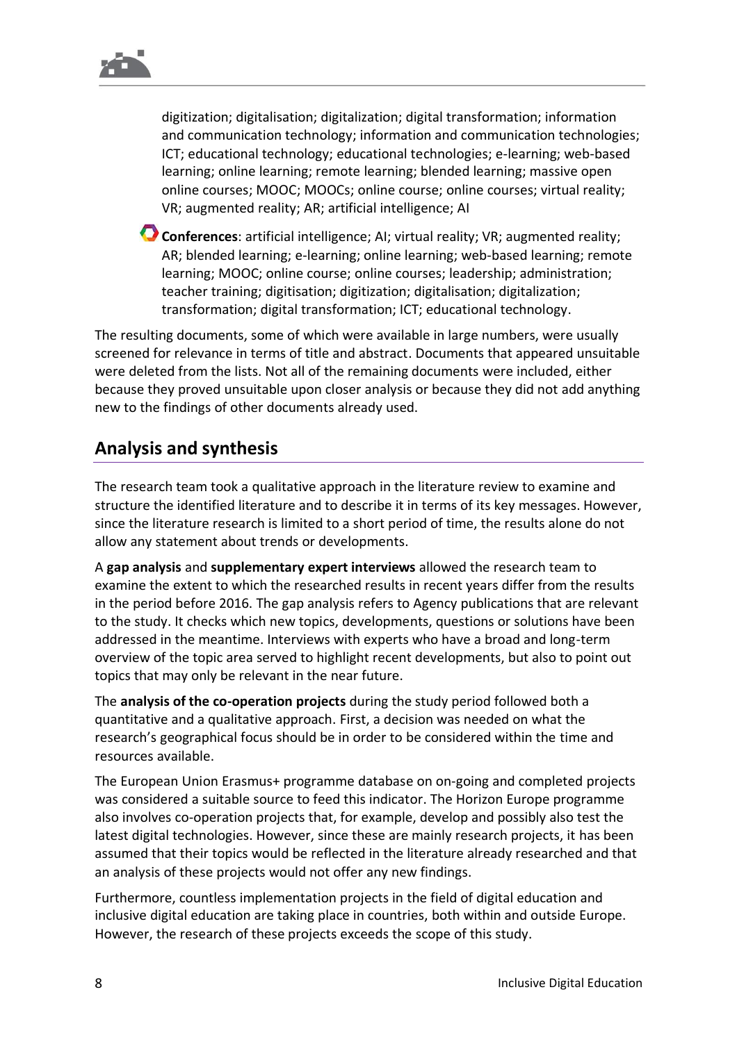digitization; digitalisation; digitalization; digital transformation; information and communication technology; information and communication technologies; ICT; educational technology; educational technologies; e-learning; web-based learning; online learning; remote learning; blended learning; massive open online courses; MOOC; MOOCs; online course; online courses; virtual reality; VR; augmented reality; AR; artificial intelligence; AI

- **Conferences**: artificial intelligence; AI; virtual reality; VR; augmented reality; AR; blended learning; e-learning; online learning; web-based learning; remote learning; MOOC; online course; online courses; leadership; administration; teacher training; digitisation; digitization; digitalisation; digitalization; transformation; digital transformation; ICT; educational technology.

The resulting documents, some of which were available in large numbers, were usually screened for relevance in terms of title and abstract. Documents that appeared unsuitable were deleted from the lists. Not all of the remaining documents were included, either because they proved unsuitable upon closer analysis or because they did not add anything new to the findings of other documents already used.

## Analysis and synthesis

The research team took a qualitative approach in the literature review to examine and structure the identified literature and to describe it in terms of its key messages. However, since the literature research is limited to a short period of time, the results alone do not allow any statement about trends or developments.

A **gap analysis** and **supplementary expert interviews** allowed the research team to examine the extent to which the researched results in recent years differ from the results in the period before 2016. The gap analysis refers to Agency publications that are relevant to the study. It checks which new topics, developments, questions or solutions have been addressed in the meantime. Interviews with experts who have a broad and long-term overview of the topic area served to highlight recent developments, but also to point out topics that may only be relevant in the near future.

The **analysis of the co-operation projects** during the study period followed both a quantitative and a qualitative approach. First, a decision was needed on what the research's geographical focus should be in order to be considered within the time and resources available.

The European Union Erasmus+ programme database on on-going and completed projects was considered a suitable source to feed this indicator. The Horizon Europe programme also involves co-operation projects that, for example, develop and possibly also test the latest digital technologies. However, since these are mainly research projects, it has been assumed that their topics would be reflected in the literature already researched and that an analysis of these projects would not offer any new findings.

Furthermore, countless implementation projects in the field of digital education and inclusive digital education are taking place in countries, both within and outside Europe. However, the research of these projects exceeds the scope of this study.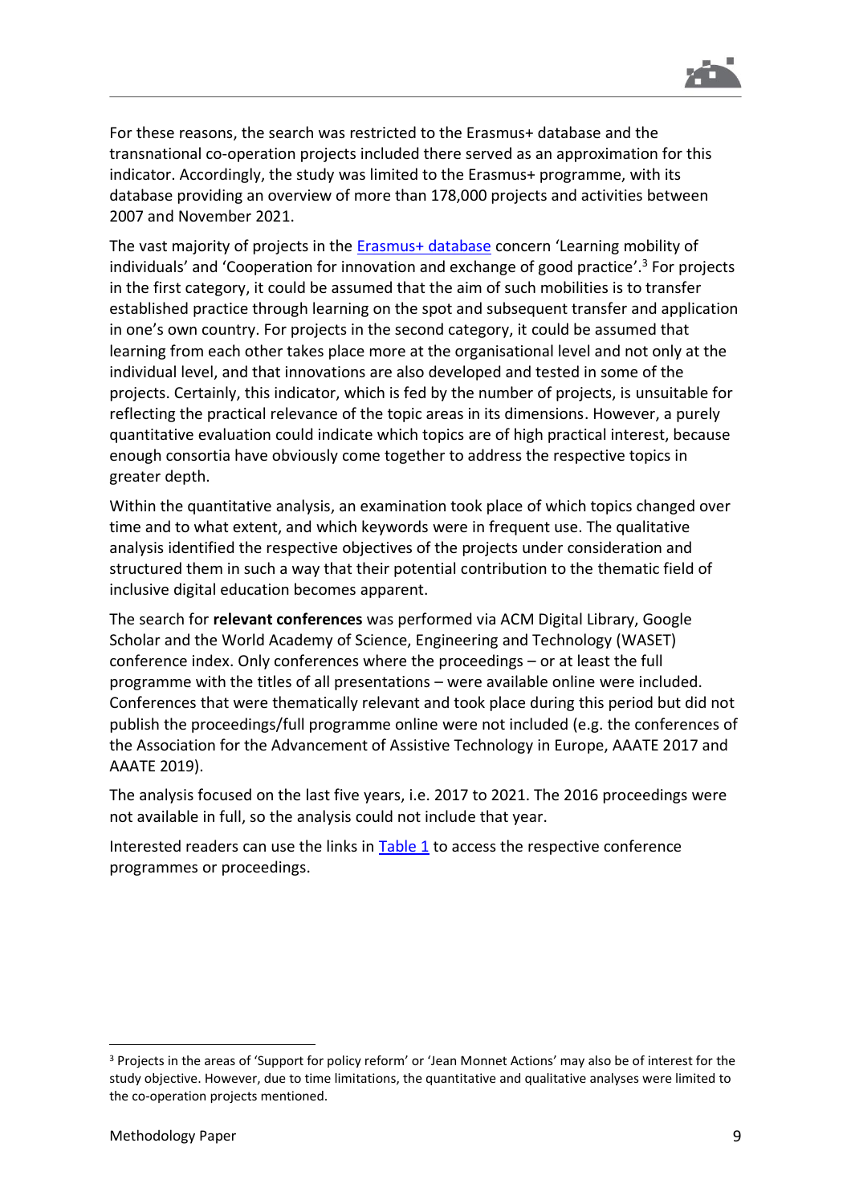For these reasons, the search was restricted to the Erasmus+ database and the transnational co-operation projects included there served as an approximation for this indicator. Accordingly, the study was limited to the Erasmus+ programme, with its database providing an overview of more than 178,000 projects and activities between 2007 and November 2021.

The vast majority of projects in the Erasmus+ database concern 'Learning mobility of individuals' and 'Cooperation for innovation and exchange of good practice'.[3] For projects in the first category, it could be assumed that the aim of such mobilities is to transfer established practice through learning on the spot and subsequent transfer and application in one's own country. For projects in the second category, it could be assumed that learning from each other takes place more at the organisational level and not only at the individual level, and that innovations are also developed and tested in some of the projects. Certainly, this indicator, which is fed by the number of projects, is unsuitable for reflecting the practical relevance of the topic areas in its dimensions. However, a purely quantitative evaluation could indicate which topics are of high practical interest, because enough consortia have obviously come together to address the respective topics in greater depth.

Within the quantitative analysis, an examination took place of which topics changed over time and to what extent, and which keywords were in frequent use. The qualitative analysis identified the respective objectives of the projects under consideration and structured them in such a way that their potential contribution to the thematic field of inclusive digital education becomes apparent.

The search for **relevant conferences** was performed via ACM Digital Library, Google Scholar and the World Academy of Science, Engineering and Technology (WASET) conference index. Only conferences where the proceedings – or at least the full programme with the titles of all presentations – were available online were included. Conferences that were thematically relevant and took place during this period but did not publish the proceedings/full programme online were not included (e.g. the conferences of the Association for the Advancement of Assistive Technology in Europe, AAATE 2017 and AAATE 2019).

The analysis focused on the last five years, i.e. 2017 to 2021. The 2016 proceedings were not available in full, so the analysis could not include that year.

Interested readers can use the links in Table 1 to access the respective conference programmes or proceedings.

---

[3] Projects in the areas of 'Support for policy reform' or 'Jean Monnet Actions' may also be of interest for the study objective. However, due to time limitations, the quantitative and qualitative analyses were limited to the co-operation projects mentioned.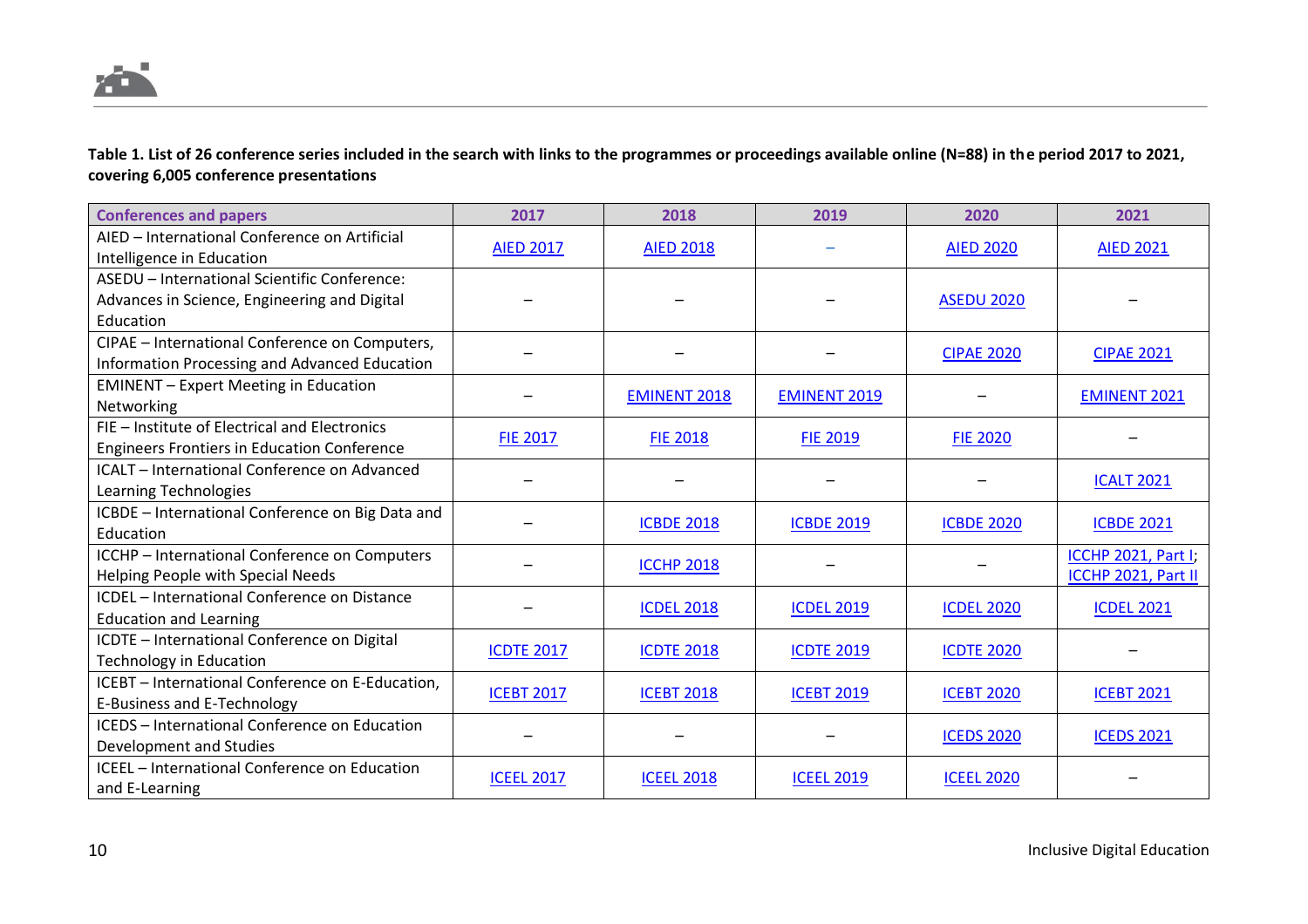**Table 1. List of 26 conference series included in the search with links to the programmes or proceedings available online (N=88) in the period 2017 to 2021, covering 6,005 conference presentations**

| Conferences and papers | 2017 | 2018 | 2019 | 2020 | 2021 |
|---|---|---|---|---|---|
| AIED – International Conference on Artificial Intelligence in Education | AIED 2017 | AIED 2018 | – | AIED 2020 | AIED 2021 |
| ASEDU – International Scientific Conference: Advances in Science, Engineering and Digital Education | – | – | – | ASEDU 2020 | – |
| CIPAE – International Conference on Computers, Information Processing and Advanced Education | – | – | – | CIPAE 2020 | CIPAE 2021 |
| EMINENT – Expert Meeting in Education Networking | – | EMINENT 2018 | EMINENT 2019 | – | EMINENT 2021 |
| FIE – Institute of Electrical and Electronics Engineers Frontiers in Education Conference | FIE 2017 | FIE 2018 | FIE 2019 | FIE 2020 | – |
| ICALT – International Conference on Advanced Learning Technologies | – | – | – | – | ICALT 2021 |
| ICBDE – International Conference on Big Data and Education | – | ICBDE 2018 | ICBDE 2019 | ICBDE 2020 | ICBDE 2021 |
| ICCHP – International Conference on Computers Helping People with Special Needs | – | ICCHP 2018 | – | – | ICCHP 2021, Part I; ICCHP 2021, Part II |
| ICDEL – International Conference on Distance Education and Learning | – | ICDEL 2018 | ICDEL 2019 | ICDEL 2020 | ICDEL 2021 |
| ICDTE – International Conference on Digital Technology in Education | ICDTE 2017 | ICDTE 2018 | ICDTE 2019 | ICDTE 2020 | – |
| ICEBT – International Conference on E-Education, E-Business and E-Technology | ICEBT 2017 | ICEBT 2018 | ICEBT 2019 | ICEBT 2020 | ICEBT 2021 |
| ICEDS – International Conference on Education Development and Studies | – | – | – | ICEDS 2020 | ICEDS 2021 |
| ICEEL – International Conference on Education and E-Learning | ICEEL 2017 | ICEEL 2018 | ICEEL 2019 | ICEEL 2020 | – |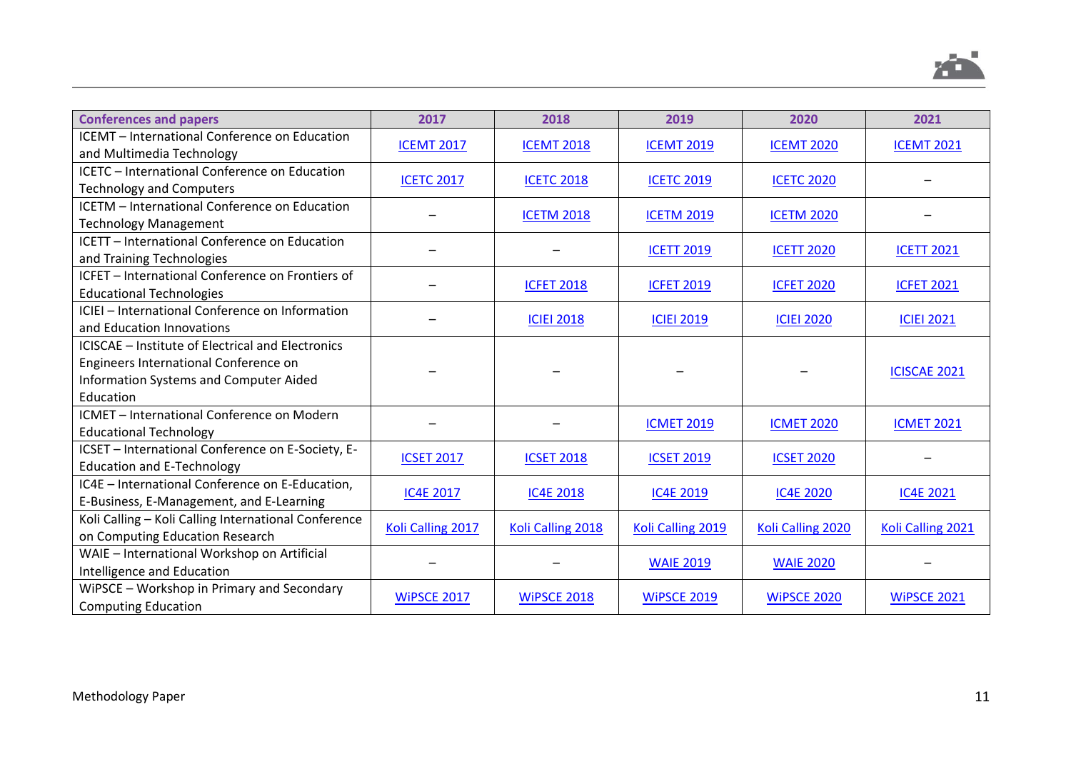| Conferences and papers | 2017 | 2018 | 2019 | 2020 | 2021 |
|---|---|---|---|---|---|
| ICEMT – International Conference on Education and Multimedia Technology | ICEMT 2017 | ICEMT 2018 | ICEMT 2019 | ICEMT 2020 | ICEMT 2021 |
| ICETC – International Conference on Education Technology and Computers | ICETC 2017 | ICETC 2018 | ICETC 2019 | ICETC 2020 | – |
| ICETM – International Conference on Education Technology Management | – | ICETM 2018 | ICETM 2019 | ICETM 2020 | – |
| ICETT – International Conference on Education and Training Technologies | – | – | ICETT 2019 | ICETT 2020 | ICETT 2021 |
| ICFET – International Conference on Frontiers of Educational Technologies | – | ICFET 2018 | ICFET 2019 | ICFET 2020 | ICFET 2021 |
| ICIEI – International Conference on Information and Education Innovations | – | ICIEI 2018 | ICIEI 2019 | ICIEI 2020 | ICIEI 2021 |
| ICISCAE – Institute of Electrical and Electronics Engineers International Conference on Information Systems and Computer Aided Education | – | – | – | – | ICISCAE 2021 |
| ICMET – International Conference on Modern Educational Technology | – | – | ICMET 2019 | ICMET 2020 | ICMET 2021 |
| ICSET – International Conference on E-Society, E-Education and E-Technology | ICSET 2017 | ICSET 2018 | ICSET 2019 | ICSET 2020 | – |
| IC4E – International Conference on E-Education, E-Business, E-Management, and E-Learning | IC4E 2017 | IC4E 2018 | IC4E 2019 | IC4E 2020 | IC4E 2021 |
| Koli Calling – Koli Calling International Conference on Computing Education Research | Koli Calling 2017 | Koli Calling 2018 | Koli Calling 2019 | Koli Calling 2020 | Koli Calling 2021 |
| WAIE – International Workshop on Artificial Intelligence and Education | – | – | WAIE 2019 | WAIE 2020 | – |
| WiPSCE – Workshop in Primary and Secondary Computing Education | WiPSCE 2017 | WiPSCE 2018 | WiPSCE 2019 | WiPSCE 2020 | WiPSCE 2021 |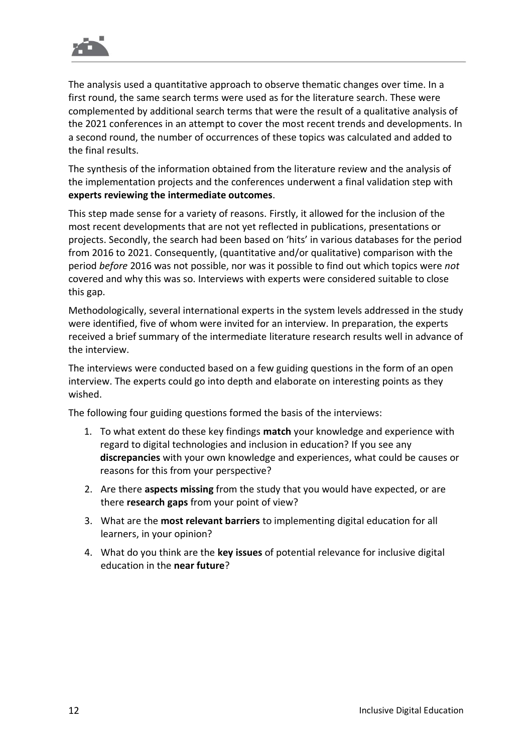The analysis used a quantitative approach to observe thematic changes over time. In a first round, the same search terms were used as for the literature search. These were complemented by additional search terms that were the result of a qualitative analysis of the 2021 conferences in an attempt to cover the most recent trends and developments. In a second round, the number of occurrences of these topics was calculated and added to the final results.

The synthesis of the information obtained from the literature review and the analysis of the implementation projects and the conferences underwent a final validation step with **experts reviewing the intermediate outcomes**.

This step made sense for a variety of reasons. Firstly, it allowed for the inclusion of the most recent developments that are not yet reflected in publications, presentations or projects. Secondly, the search had been based on 'hits' in various databases for the period from 2016 to 2021. Consequently, (quantitative and/or qualitative) comparison with the period *before* 2016 was not possible, nor was it possible to find out which topics were *not* covered and why this was so. Interviews with experts were considered suitable to close this gap.

Methodologically, several international experts in the system levels addressed in the study were identified, five of whom were invited for an interview. In preparation, the experts received a brief summary of the intermediate literature research results well in advance of the interview.

The interviews were conducted based on a few guiding questions in the form of an open interview. The experts could go into depth and elaborate on interesting points as they wished.

The following four guiding questions formed the basis of the interviews:

1. To what extent do these key findings **match** your knowledge and experience with regard to digital technologies and inclusion in education? If you see any **discrepancies** with your own knowledge and experiences, what could be causes or reasons for this from your perspective?
2. Are there **aspects missing** from the study that you would have expected, or are there **research gaps** from your point of view?
3. What are the **most relevant barriers** to implementing digital education for all learners, in your opinion?
4. What do you think are the **key issues** of potential relevance for inclusive digital education in the **near future**?